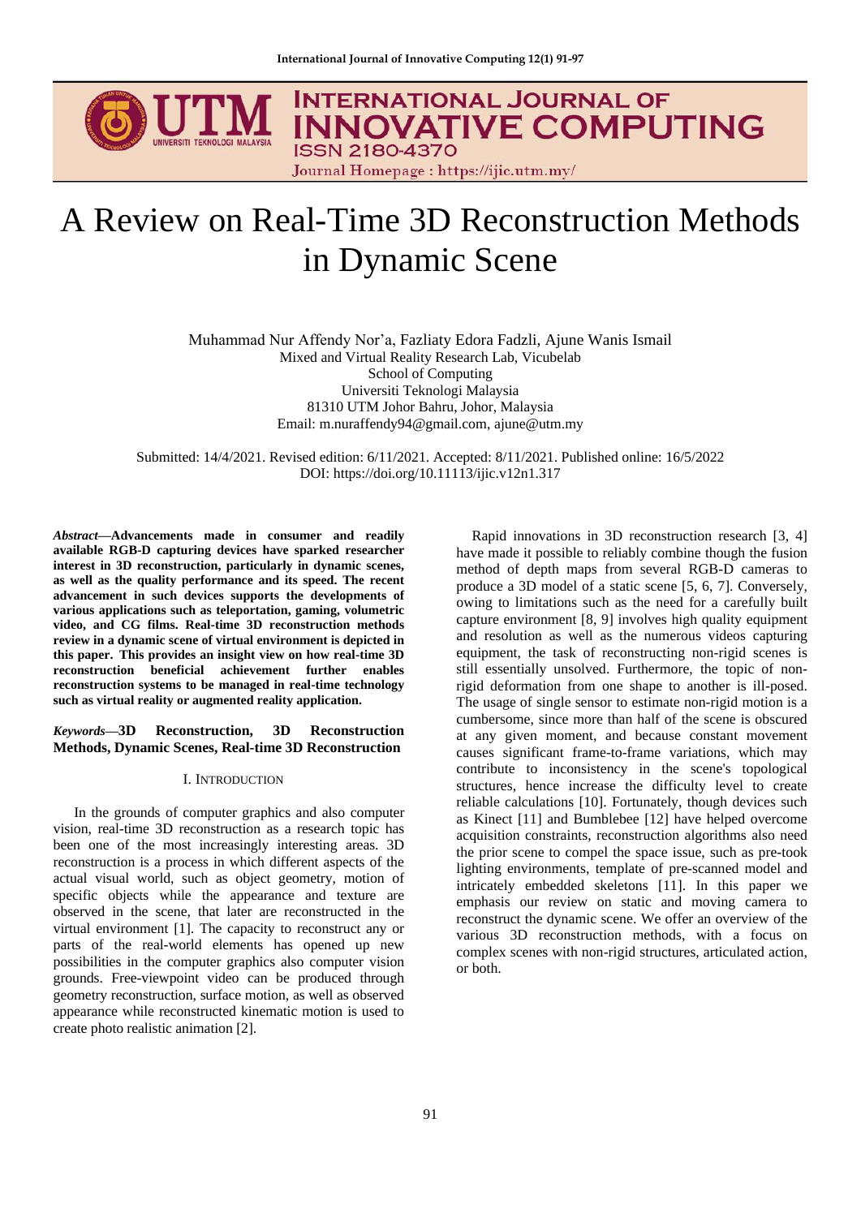# A Review on Real-Time 3D Reconstruction Methods in Dynamic Scene

Muhammad Nur Affendy Nor'a, Fazliaty Edora Fadzli, Ajune Wanis Ismail
Mixed and Virtual Reality Research Lab, Vicubelab
School of Computing
Universiti Teknologi Malaysia
81310 UTM Johor Bahru, Johor, Malaysia
Email: m.nuraffendy94@gmail.com, ajune@utm.my

Submitted: 14/4/2021. Revised edition: 6/11/2021. Accepted: 8/11/2021. Published online: 16/5/2022
DOI: https://doi.org/10.11113/ijic.v12n1.317

***Abstract*—Advancements made in consumer and readily available RGB-D capturing devices have sparked researcher interest in 3D reconstruction, particularly in dynamic scenes, as well as the quality performance and its speed. The recent advancement in such devices supports the developments of various applications such as teleportation, gaming, volumetric video, and CG films. Real-time 3D reconstruction methods review in a dynamic scene of virtual environment is depicted in this paper. This provides an insight view on how real-time 3D reconstruction beneficial achievement further enables reconstruction systems to be managed in real-time technology such as virtual reality or augmented reality application.**

***Keywords*—3D Reconstruction, 3D Reconstruction Methods, Dynamic Scenes, Real-time 3D Reconstruction**

## I. Introduction

In the grounds of computer graphics and also computer vision, real-time 3D reconstruction as a research topic has been one of the most increasingly interesting areas. 3D reconstruction is a process in which different aspects of the actual visual world, such as object geometry, motion of specific objects while the appearance and texture are observed in the scene, that later are reconstructed in the virtual environment [1]. The capacity to reconstruct any or parts of the real-world elements has opened up new possibilities in the computer graphics also computer vision grounds. Free-viewpoint video can be produced through geometry reconstruction, surface motion, as well as observed appearance while reconstructed kinematic motion is used to create photo realistic animation [2].

Rapid innovations in 3D reconstruction research [3, 4] have made it possible to reliably combine though the fusion method of depth maps from several RGB-D cameras to produce a 3D model of a static scene [5, 6, 7]. Conversely, owing to limitations such as the need for a carefully built capture environment [8, 9] involves high quality equipment and resolution as well as the numerous videos capturing equipment, the task of reconstructing non-rigid scenes is still essentially unsolved. Furthermore, the topic of non-rigid deformation from one shape to another is ill-posed. The usage of single sensor to estimate non-rigid motion is a cumbersome, since more than half of the scene is obscured at any given moment, and because constant movement causes significant frame-to-frame variations, which may contribute to inconsistency in the scene's topological structures, hence increase the difficulty level to create reliable calculations [10]. Fortunately, though devices such as Kinect [11] and Bumblebee [12] have helped overcome acquisition constraints, reconstruction algorithms also need the prior scene to compel the space issue, such as pre-took lighting environments, template of pre-scanned model and intricately embedded skeletons [11]. In this paper we emphasis our review on static and moving camera to reconstruct the dynamic scene. We offer an overview of the various 3D reconstruction methods, with a focus on complex scenes with non-rigid structures, articulated action, or both.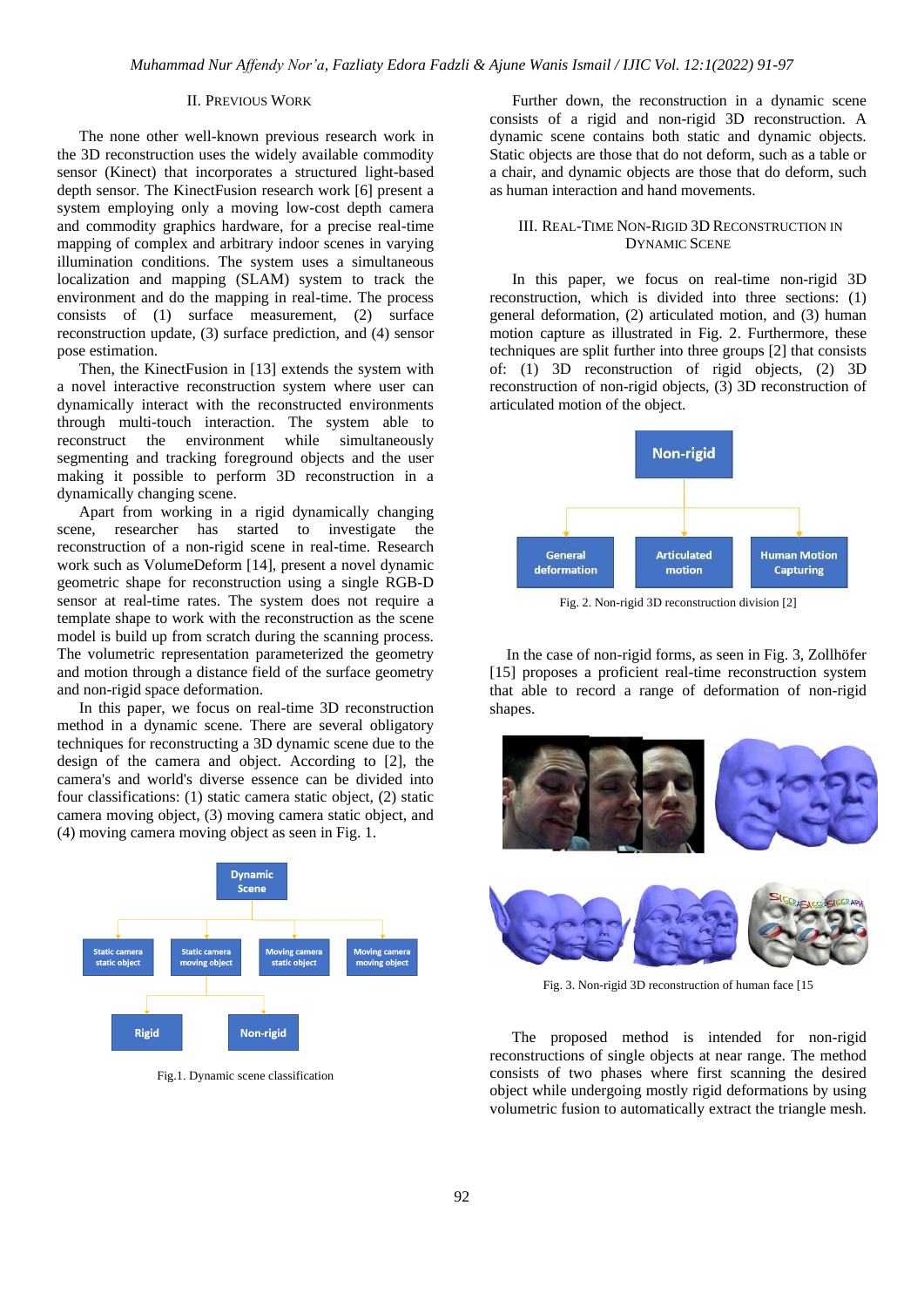## II. Previous Work

The none other well-known previous research work in the 3D reconstruction uses the widely available commodity sensor (Kinect) that incorporates a structured light-based depth sensor. The KinectFusion research work [6] present a system employing only a moving low-cost depth camera and commodity graphics hardware, for a precise real-time mapping of complex and arbitrary indoor scenes in varying illumination conditions. The system uses a simultaneous localization and mapping (SLAM) system to track the environment and do the mapping in real-time. The process consists of (1) surface measurement, (2) surface reconstruction update, (3) surface prediction, and (4) sensor pose estimation.

Then, the KinectFusion in [13] extends the system with a novel interactive reconstruction system where user can dynamically interact with the reconstructed environments through multi-touch interaction. The system able to reconstruct the environment while simultaneously segmenting and tracking foreground objects and the user making it possible to perform 3D reconstruction in a dynamically changing scene.

Apart from working in a rigid dynamically changing scene, researcher has started to investigate the reconstruction of a non-rigid scene in real-time. Research work such as VolumeDeform [14], present a novel dynamic geometric shape for reconstruction using a single RGB-D sensor at real-time rates. The system does not require a template shape to work with the reconstruction as the scene model is build up from scratch during the scanning process. The volumetric representation parameterized the geometry and motion through a distance field of the surface geometry and non-rigid space deformation.

In this paper, we focus on real-time 3D reconstruction method in a dynamic scene. There are several obligatory techniques for reconstructing a 3D dynamic scene due to the design of the camera and object. According to [2], the camera's and world's diverse essence can be divided into four classifications: (1) static camera static object, (2) static camera moving object, (3) moving camera static object, and (4) moving camera moving object as seen in Fig. 1.

Fig.1. Dynamic scene classification

Further down, the reconstruction in a dynamic scene consists of a rigid and non-rigid 3D reconstruction. A dynamic scene contains both static and dynamic objects. Static objects are those that do not deform, such as a table or a chair, and dynamic objects are those that do deform, such as human interaction and hand movements.

## III. Real-Time Non-Rigid 3D Reconstruction in Dynamic Scene

In this paper, we focus on real-time non-rigid 3D reconstruction, which is divided into three sections: (1) general deformation, (2) articulated motion, and (3) human motion capture as illustrated in Fig. 2. Furthermore, these techniques are split further into three groups [2] that consists of: (1) 3D reconstruction of rigid objects, (2) 3D reconstruction of non-rigid objects, (3) 3D reconstruction of articulated motion of the object.

Fig. 2. Non-rigid 3D reconstruction division [2]

In the case of non-rigid forms, as seen in Fig. 3, Zollhöfer [15] proposes a proficient real-time reconstruction system that able to record a range of deformation of non-rigid shapes.

Fig. 3. Non-rigid 3D reconstruction of human face [15

The proposed method is intended for non-rigid reconstructions of single objects at near range. The method consists of two phases where first scanning the desired object while undergoing mostly rigid deformations by using volumetric fusion to automatically extract the triangle mesh.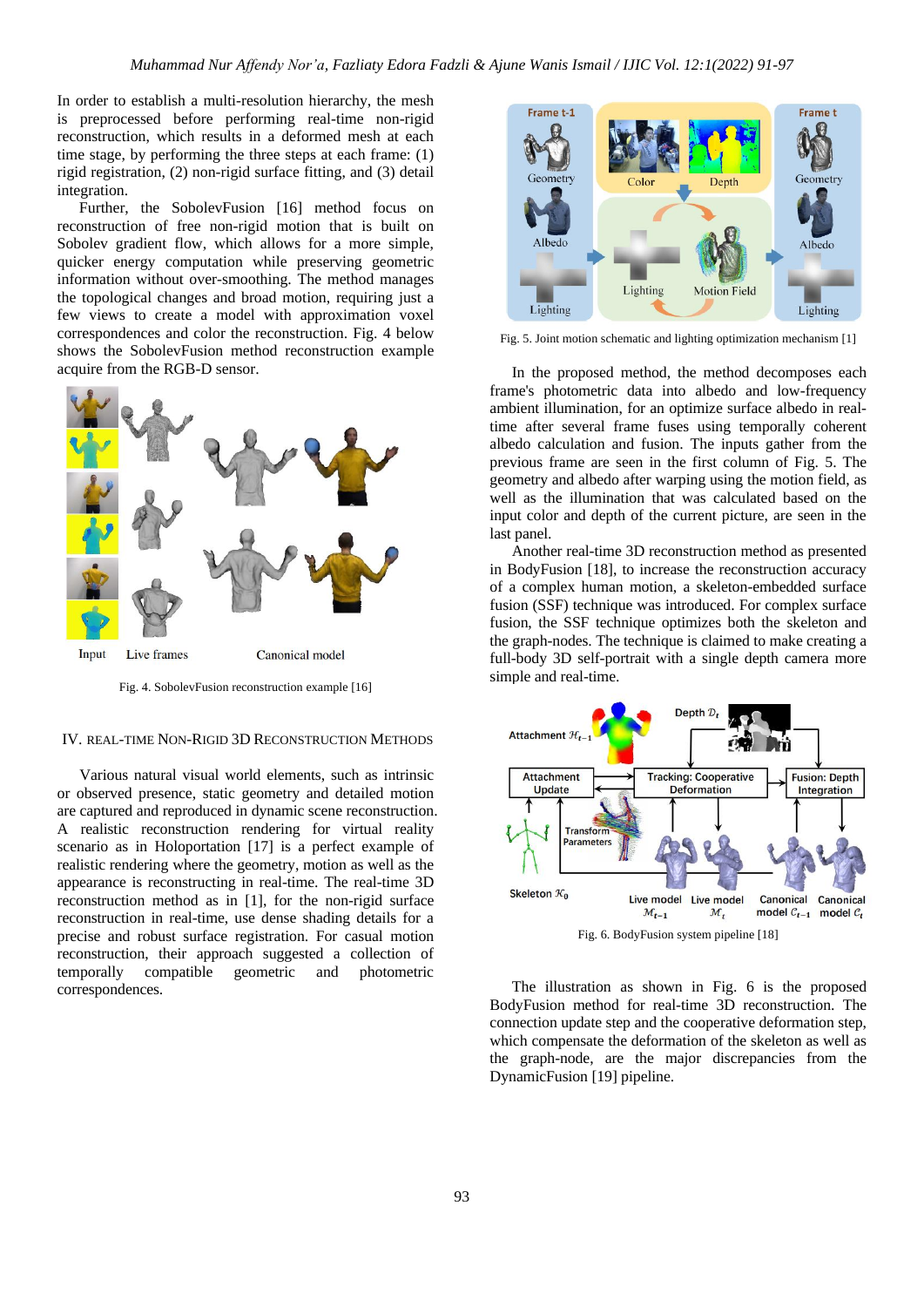In order to establish a multi-resolution hierarchy, the mesh is preprocessed before performing real-time non-rigid reconstruction, which results in a deformed mesh at each time stage, by performing the three steps at each frame: (1) rigid registration, (2) non-rigid surface fitting, and (3) detail integration.

Further, the SobolevFusion [16] method focus on reconstruction of free non-rigid motion that is built on Sobolev gradient flow, which allows for a more simple, quicker energy computation while preserving geometric information without over-smoothing. The method manages the topological changes and broad motion, requiring just a few views to create a model with approximation voxel correspondences and color the reconstruction. Fig. 4 below shows the SobolevFusion method reconstruction example acquire from the RGB-D sensor.

Fig. 4. SobolevFusion reconstruction example [16]

## IV. Real-Time Non-Rigid 3D Reconstruction Methods

Various natural visual world elements, such as intrinsic or observed presence, static geometry and detailed motion are captured and reproduced in dynamic scene reconstruction. A realistic reconstruction rendering for virtual reality scenario as in Holoportation [17] is a perfect example of realistic rendering where the geometry, motion as well as the appearance is reconstructing in real-time. The real-time 3D reconstruction method as in [1], for the non-rigid surface reconstruction in real-time, use dense shading details for a precise and robust surface registration. For casual motion reconstruction, their approach suggested a collection of temporally compatible geometric and photometric correspondences.

Fig. 5. Joint motion schematic and lighting optimization mechanism [1]

In the proposed method, the method decomposes each frame's photometric data into albedo and low-frequency ambient illumination, for an optimize surface albedo in real-time after several frame fuses using temporally coherent albedo calculation and fusion. The inputs gather from the previous frame are seen in the first column of Fig. 5. The geometry and albedo after warping using the motion field, as well as the illumination that was calculated based on the input color and depth of the current picture, are seen in the last panel.

Another real-time 3D reconstruction method as presented in BodyFusion [18], to increase the reconstruction accuracy of a complex human motion, a skeleton-embedded surface fusion (SSF) technique was introduced. For complex surface fusion, the SSF technique optimizes both the skeleton and the graph-nodes. The technique is claimed to make creating a full-body 3D self-portrait with a single depth camera more simple and real-time.

Fig. 6. BodyFusion system pipeline [18]

The illustration as shown in Fig. 6 is the proposed BodyFusion method for real-time 3D reconstruction. The connection update step and the cooperative deformation step, which compensate the deformation of the skeleton as well as the graph-node, are the major discrepancies from the DynamicFusion [19] pipeline.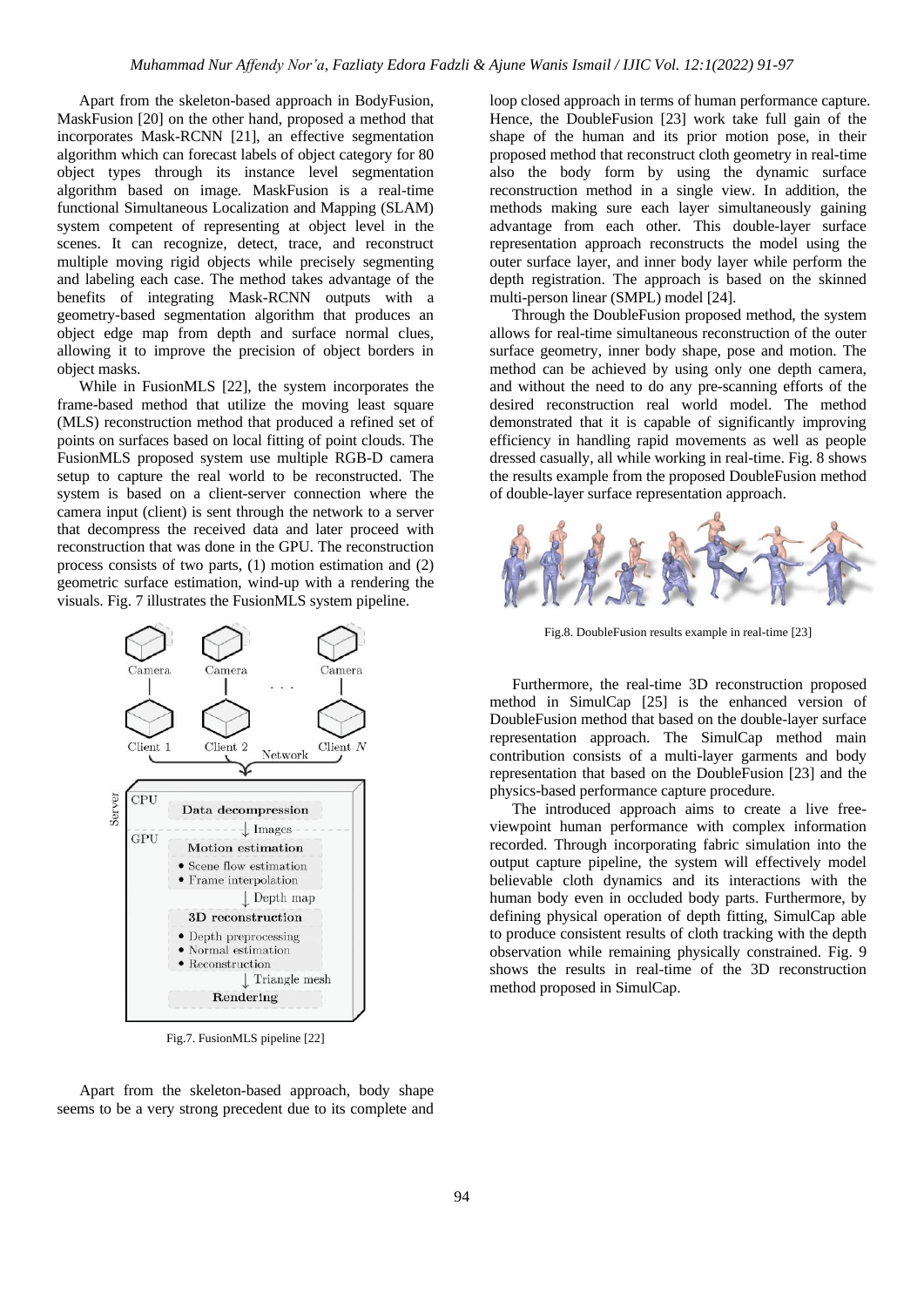Apart from the skeleton-based approach in BodyFusion, MaskFusion [20] on the other hand, proposed a method that incorporates Mask-RCNN [21], an effective segmentation algorithm which can forecast labels of object category for 80 object types through its instance level segmentation algorithm based on image. MaskFusion is a real-time functional Simultaneous Localization and Mapping (SLAM) system competent of representing at object level in the scenes. It can recognize, detect, trace, and reconstruct multiple moving rigid objects while precisely segmenting and labeling each case. The method takes advantage of the benefits of integrating Mask-RCNN outputs with a geometry-based segmentation algorithm that produces an object edge map from depth and surface normal clues, allowing it to improve the precision of object borders in object masks.

While in FusionMLS [22], the system incorporates the frame-based method that utilize the moving least square (MLS) reconstruction method that produced a refined set of points on surfaces based on local fitting of point clouds. The FusionMLS proposed system use multiple RGB-D camera setup to capture the real world to be reconstructed. The system is based on a client-server connection where the camera input (client) is sent through the network to a server that decompress the received data and later proceed with reconstruction that was done in the GPU. The reconstruction process consists of two parts, (1) motion estimation and (2) geometric surface estimation, wind-up with a rendering the visuals. Fig. 7 illustrates the FusionMLS system pipeline.

Fig.7. FusionMLS pipeline [22]

Apart from the skeleton-based approach, body shape seems to be a very strong precedent due to its complete and loop closed approach in terms of human performance capture. Hence, the DoubleFusion [23] work take full gain of the shape of the human and its prior motion pose, in their proposed method that reconstruct cloth geometry in real-time also the body form by using the dynamic surface reconstruction method in a single view. In addition, the methods making sure each layer simultaneously gaining advantage from each other. This double-layer surface representation approach reconstructs the model using the outer surface layer, and inner body layer while perform the depth registration. The approach is based on the skinned multi-person linear (SMPL) model [24].

Through the DoubleFusion proposed method, the system allows for real-time simultaneous reconstruction of the outer surface geometry, inner body shape, pose and motion. The method can be achieved by using only one depth camera, and without the need to do any pre-scanning efforts of the desired reconstruction real world model. The method demonstrated that it is capable of significantly improving efficiency in handling rapid movements as well as people dressed casually, all while working in real-time. Fig. 8 shows the results example from the proposed DoubleFusion method of double-layer surface representation approach.

Fig.8. DoubleFusion results example in real-time [23]

Furthermore, the real-time 3D reconstruction proposed method in SimulCap [25] is the enhanced version of DoubleFusion method that based on the double-layer surface representation approach. The SimulCap method main contribution consists of a multi-layer garments and body representation that based on the DoubleFusion [23] and the physics-based performance capture procedure.

The introduced approach aims to create a live free-viewpoint human performance with complex information recorded. Through incorporating fabric simulation into the output capture pipeline, the system will effectively model believable cloth dynamics and its interactions with the human body even in occluded body parts. Furthermore, by defining physical operation of depth fitting, SimulCap able to produce consistent results of cloth tracking with the depth observation while remaining physically constrained. Fig. 9 shows the results in real-time of the 3D reconstruction method proposed in SimulCap.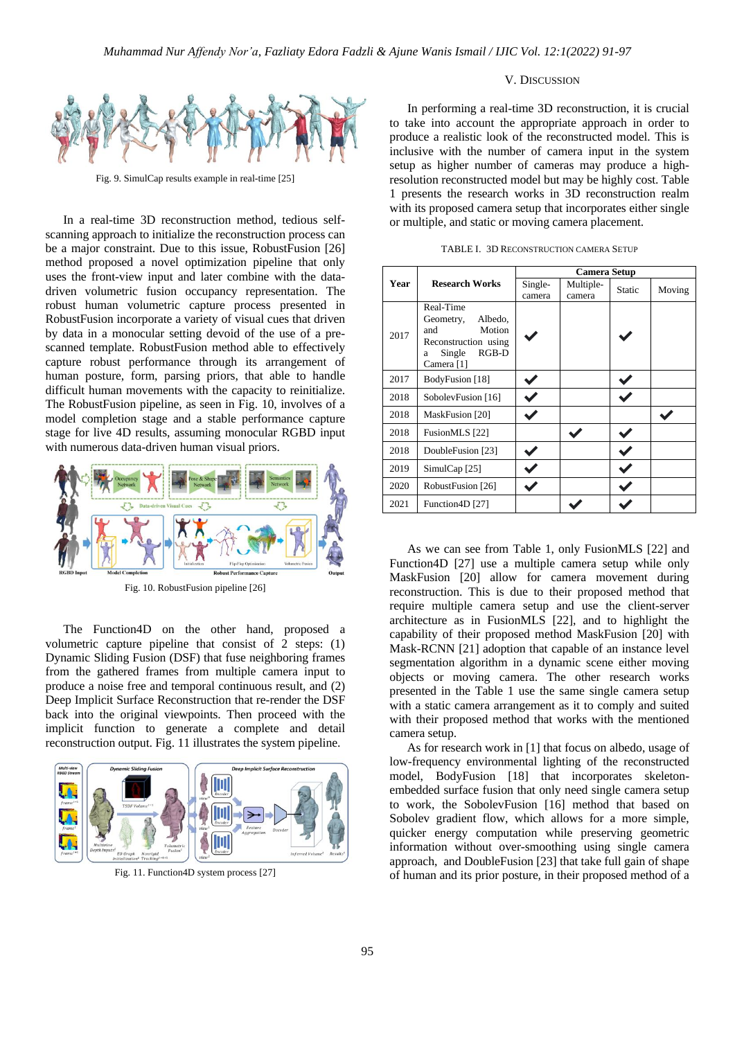Fig. 9. SimulCap results example in real-time [25]

In a real-time 3D reconstruction method, tedious self-scanning approach to initialize the reconstruction process can be a major constraint. Due to this issue, RobustFusion [26] method proposed a novel optimization pipeline that only uses the front-view input and later combine with the data-driven volumetric fusion occupancy representation. The robust human volumetric capture process presented in RobustFusion incorporate a variety of visual cues that driven by data in a monocular setting devoid of the use of a pre-scanned template. RobustFusion method able to effectively capture robust performance through its arrangement of human posture, form, parsing priors, that able to handle difficult human movements with the capacity to reinitialize. The RobustFusion pipeline, as seen in Fig. 10, involves of a model completion stage and a stable performance capture stage for live 4D results, assuming monocular RGBD input with numerous data-driven human visual priors.

Fig. 10. RobustFusion pipeline [26]

The Function4D on the other hand, proposed a volumetric capture pipeline that consist of 2 steps: (1) Dynamic Sliding Fusion (DSF) that fuse neighbouring frames from the gathered frames from multiple camera input to produce a noise free and temporal continuous result, and (2) Deep Implicit Surface Reconstruction that re-render the DSF back into the original viewpoints. Then proceed with the implicit function to generate a complete and detail reconstruction output. Fig. 11 illustrates the system pipeline.

Fig. 11. Function4D system process [27]

## V. Discussion

In performing a real-time 3D reconstruction, it is crucial to take into account the appropriate approach in order to produce a realistic look of the reconstructed model. This is inclusive with the number of camera input in the system setup as higher number of cameras may produce a high-resolution reconstructed model but may be highly cost. Table 1 presents the research works in 3D reconstruction realm with its proposed camera setup that incorporates either single or multiple, and static or moving camera placement.

TABLE I. 3D Reconstruction Camera Setup

| Year | Research Works | Camera Setup | | | |
|---|---|---|---|---|---|
| | | Single-camera | Multiple-camera | Static | Moving |
| 2017 | Real-Time Geometry, Albedo, and Motion Reconstruction using a Single RGB-D Camera [1] | ✔ | | ✔ | |
| 2017 | BodyFusion [18] | ✔ | | ✔ | |
| 2018 | SobolevFusion [16] | ✔ | | ✔ | |
| 2018 | MaskFusion [20] | ✔ | | | ✔ |
| 2018 | FusionMLS [22] | | ✔ | ✔ | |
| 2018 | DoubleFusion [23] | ✔ | | ✔ | |
| 2019 | SimulCap [25] | ✔ | | ✔ | |
| 2020 | RobustFusion [26] | ✔ | | ✔ | |
| 2021 | Function4D [27] | | ✔ | ✔ | |

As we can see from Table 1, only FusionMLS [22] and Function4D [27] use a multiple camera setup while only MaskFusion [20] allow for camera movement during reconstruction. This is due to their proposed method that require multiple camera setup and use the client-server architecture as in FusionMLS [22], and to highlight the capability of their proposed method MaskFusion [20] with Mask-RCNN [21] adoption that capable of an instance level segmentation algorithm in a dynamic scene either moving objects or moving camera. The other research works presented in the Table 1 use the same single camera setup with a static camera arrangement as it to comply and suited with their proposed method that works with the mentioned camera setup.

As for research work in [1] that focus on albedo, usage of low-frequency environmental lighting of the reconstructed model, BodyFusion [18] that incorporates skeleton-embedded surface fusion that only need single camera setup to work, the SobolevFusion [16] method that based on Sobolev gradient flow, which allows for a more simple, quicker energy computation while preserving geometric information without over-smoothing using single camera approach, and DoubleFusion [23] that take full gain of shape of human and its prior posture, in their proposed method of a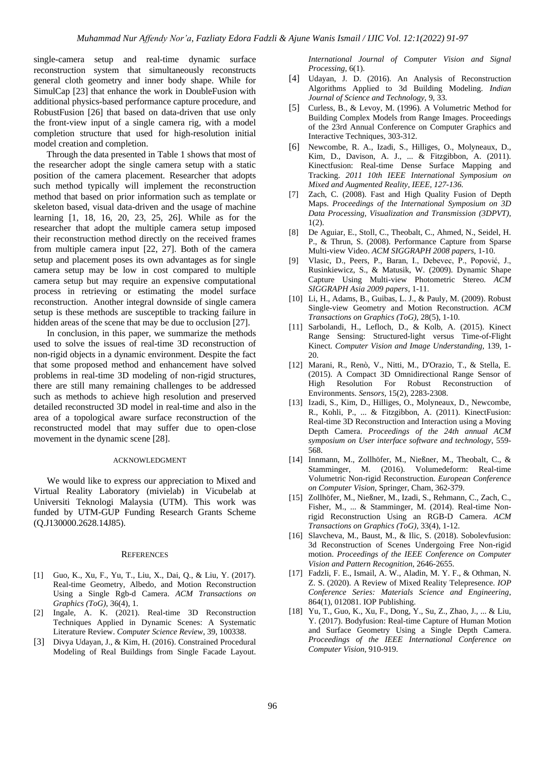single-camera setup and real-time dynamic surface reconstruction system that simultaneously reconstructs general cloth geometry and inner body shape. While for SimulCap [23] that enhance the work in DoubleFusion with additional physics-based performance capture procedure, and RobustFusion [26] that based on data-driven that use only the front-view input of a single camera rig, with a model completion structure that used for high-resolution initial model creation and completion.

Through the data presented in Table 1 shows that most of the researcher adopt the single camera setup with a static position of the camera placement. Researcher that adopts such method typically will implement the reconstruction method that based on prior information such as template or skeleton based, visual data-driven and the usage of machine learning [1, 18, 16, 20, 23, 25, 26]. While as for the researcher that adopt the multiple camera setup imposed their reconstruction method directly on the received frames from multiple camera input [22, 27]. Both of the camera setup and placement poses its own advantages as for single camera setup may be low in cost compared to multiple camera setup but may require an expensive computational process in retrieving or estimating the model surface reconstruction. Another integral downside of single camera setup is these methods are susceptible to tracking failure in hidden areas of the scene that may be due to occlusion [27].

In conclusion, in this paper, we summarize the methods used to solve the issues of real-time 3D reconstruction of non-rigid objects in a dynamic environment. Despite the fact that some proposed method and enhancement have solved problems in real-time 3D modeling of non-rigid structures, there are still many remaining challenges to be addressed such as methods to achieve high resolution and preserved detailed reconstructed 3D model in real-time and also in the area of a topological aware surface reconstruction of the reconstructed model that may suffer due to open-close movement in the dynamic scene [28].

## ACKNOWLEDGMENT

We would like to express our appreciation to Mixed and Virtual Reality Laboratory (mivielab) in Vicubelab at Universiti Teknologi Malaysia (UTM). This work was funded by UTM-GUP Funding Research Grants Scheme (Q.J130000.2628.14J85).

## REFERENCES

[1] Guo, K., Xu, F., Yu, T., Liu, X., Dai, Q., & Liu, Y. (2017). Real-time Geometry, Albedo, and Motion Reconstruction Using a Single Rgb-d Camera. *ACM Transactions on Graphics (ToG)*, 36(4), 1.

[2] Ingale, A. K. (2021). Real-time 3D Reconstruction Techniques Applied in Dynamic Scenes: A Systematic Literature Review. *Computer Science Review*, 39, 100338.

[3] Divya Udayan, J., & Kim, H. (2016). Constrained Procedural Modeling of Real Buildings from Single Facade Layout. *International Journal of Computer Vision and Signal Processing*, 6(1).

[4] Udayan, J. D. (2016). An Analysis of Reconstruction Algorithms Applied to 3d Building Modeling. *Indian Journal of Science and Technology*, 9, 33.

[5] Curless, B., & Levoy, M. (1996). A Volumetric Method for Building Complex Models from Range Images. Proceedings of the 23rd Annual Conference on Computer Graphics and Interactive Techniques, 303-312.

[6] Newcombe, R. A., Izadi, S., Hilliges, O., Molyneaux, D., Kim, D., Davison, A. J., ... & Fitzgibbon, A. (2011). Kinectfusion: Real-time Dense Surface Mapping and Tracking. *2011 10th IEEE International Symposium on Mixed and Augmented Reality, IEEE, 127-136.*

[7] Zach, C. (2008). Fast and High Quality Fusion of Depth Maps. *Proceedings of the International Symposium on 3D Data Processing, Visualization and Transmission (3DPVT)*, 1(2).

[8] De Aguiar, E., Stoll, C., Theobalt, C., Ahmed, N., Seidel, H. P., & Thrun, S. (2008). Performance Capture from Sparse Multi-view Video. *ACM SIGGRAPH 2008 papers*, 1-10.

[9] Vlasic, D., Peers, P., Baran, I., Debevec, P., Popović, J., Rusinkiewicz, S., & Matusik, W. (2009). Dynamic Shape Capture Using Multi-view Photometric Stereo. *ACM SIGGRAPH Asia 2009 papers*, 1-11.

[10] Li, H., Adams, B., Guibas, L. J., & Pauly, M. (2009). Robust Single-view Geometry and Motion Reconstruction. *ACM Transactions on Graphics (ToG)*, 28(5), 1-10.

[11] Sarbolandi, H., Lefloch, D., & Kolb, A. (2015). Kinect Range Sensing: Structured-light versus Time-of-Flight Kinect. *Computer Vision and Image Understanding*, 139, 1-20.

[12] Marani, R., Renò, V., Nitti, M., D'Orazio, T., & Stella, E. (2015). A Compact 3D Omnidirectional Range Sensor of High Resolution For Robust Reconstruction of Environments. *Sensors*, 15(2), 2283-2308.

[13] Izadi, S., Kim, D., Hilliges, O., Molyneaux, D., Newcombe, R., Kohli, P., ... & Fitzgibbon, A. (2011). KinectFusion: Real-time 3D Reconstruction and Interaction using a Moving Depth Camera. *Proceedings of the 24th annual ACM symposium on User interface software and technology*, 559-568.

[14] Innmann, M., Zollhöfer, M., Nießner, M., Theobalt, C., & Stamminger, M. (2016). Volumedeform: Real-time Volumetric Non-rigid Reconstruction. *European Conference on Computer Vision*, Springer, Cham, 362-379.

[15] Zollhöfer, M., Nießner, M., Izadi, S., Rehmann, C., Zach, C., Fisher, M., ... & Stamminger, M. (2014). Real-time Non-rigid Reconstruction Using an RGB-D Camera. *ACM Transactions on Graphics (ToG)*, 33(4), 1-12.

[16] Slavcheva, M., Baust, M., & Ilic, S. (2018). Sobolevfusion: 3d Reconstruction of Scenes Undergoing Free Non-rigid motion. *Proceedings of the IEEE Conference on Computer Vision and Pattern Recognition*, 2646-2655.

[17] Fadzli, F. E., Ismail, A. W., Aladin, M. Y. F., & Othman, N. Z. S. (2020). A Review of Mixed Reality Telepresence. *IOP Conference Series: Materials Science and Engineering*, 864(1), 012081. IOP Publishing.

[18] Yu, T., Guo, K., Xu, F., Dong, Y., Su, Z., Zhao, J., ... & Liu, Y. (2017). Bodyfusion: Real-time Capture of Human Motion and Surface Geometry Using a Single Depth Camera. *Proceedings of the IEEE International Conference on Computer Vision*, 910-919.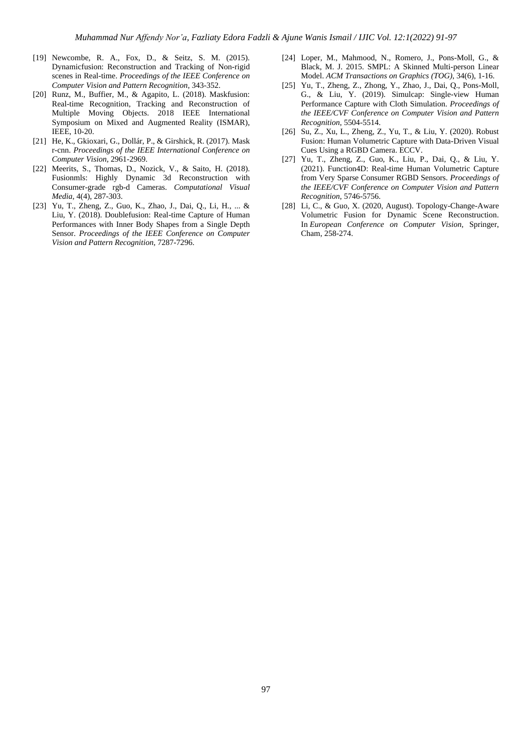[19] Newcombe, R. A., Fox, D., & Seitz, S. M. (2015). Dynamicfusion: Reconstruction and Tracking of Non-rigid scenes in Real-time. *Proceedings of the IEEE Conference on Computer Vision and Pattern Recognition*, 343-352.

[20] Runz, M., Buffier, M., & Agapito, L. (2018). Maskfusion: Real-time Recognition, Tracking and Reconstruction of Multiple Moving Objects. 2018 IEEE International Symposium on Mixed and Augmented Reality (ISMAR), IEEE, 10-20.

[21] He, K., Gkioxari, G., Dollár, P., & Girshick, R. (2017). Mask r-cnn. *Proceedings of the IEEE International Conference on Computer Vision*, 2961-2969.

[22] Meerits, S., Thomas, D., Nozick, V., & Saito, H. (2018). Fusionmls: Highly Dynamic 3d Reconstruction with Consumer-grade rgb-d Cameras. *Computational Visual Media*, 4(4), 287-303.

[23] Yu, T., Zheng, Z., Guo, K., Zhao, J., Dai, Q., Li, H., ... & Liu, Y. (2018). Doublefusion: Real-time Capture of Human Performances with Inner Body Shapes from a Single Depth Sensor. *Proceedings of the IEEE Conference on Computer Vision and Pattern Recognition*, 7287-7296.

[24] Loper, M., Mahmood, N., Romero, J., Pons-Moll, G., & Black, M. J. 2015. SMPL: A Skinned Multi-person Linear Model. *ACM Transactions on Graphics (TOG)*, 34(6), 1-16.

[25] Yu, T., Zheng, Z., Zhong, Y., Zhao, J., Dai, Q., Pons-Moll, G., & Liu, Y. (2019). Simulcap: Single-view Human Performance Capture with Cloth Simulation. *Proceedings of the IEEE/CVF Conference on Computer Vision and Pattern Recognition*, 5504-5514.

[26] Su, Z., Xu, L., Zheng, Z., Yu, T., & Liu, Y. (2020). Robust Fusion: Human Volumetric Capture with Data-Driven Visual Cues Using a RGBD Camera. ECCV.

[27] Yu, T., Zheng, Z., Guo, K., Liu, P., Dai, Q., & Liu, Y. (2021). Function4D: Real-time Human Volumetric Capture from Very Sparse Consumer RGBD Sensors. *Proceedings of the IEEE/CVF Conference on Computer Vision and Pattern Recognition*, 5746-5756.

[28] Li, C., & Guo, X. (2020, August). Topology-Change-Aware Volumetric Fusion for Dynamic Scene Reconstruction. In *European Conference on Computer Vision*, Springer, Cham, 258-274.